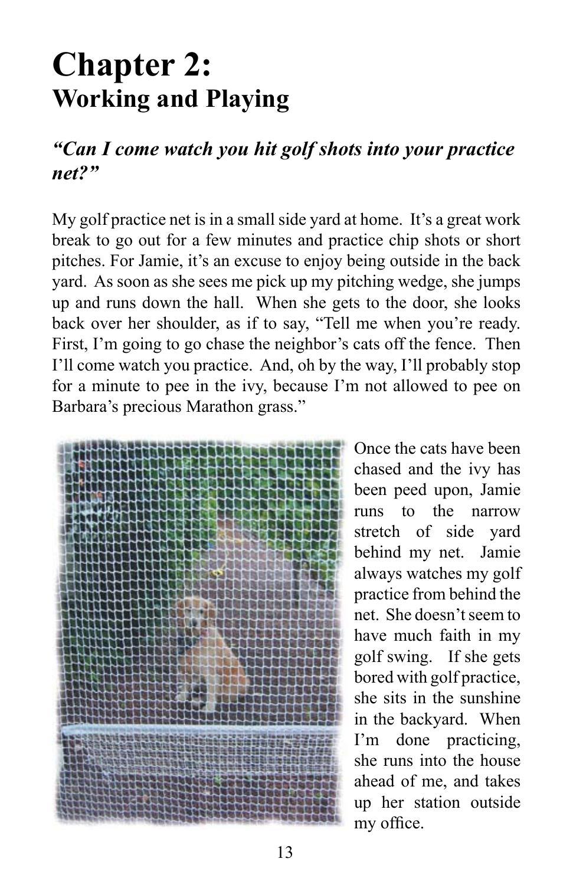# Chapter 2:
## Working and Playing

### *"Can I come watch you hit golf shots into your practice net?"*

My golf practice net is in a small side yard at home. It's a great work break to go out for a few minutes and practice chip shots or short pitches. For Jamie, it's an excuse to enjoy being outside in the back yard. As soon as she sees me pick up my pitching wedge, she jumps up and runs down the hall. When she gets to the door, she looks back over her shoulder, as if to say, "Tell me when you're ready. First, I'm going to go chase the neighbor's cats off the fence. Then I'll come watch you practice. And, oh by the way, I'll probably stop for a minute to pee in the ivy, because I'm not allowed to pee on Barbara's precious Marathon grass."

Once the cats have been chased and the ivy has been peed upon, Jamie runs to the narrow stretch of side yard behind my net. Jamie always watches my golf practice from behind the net. She doesn't seem to have much faith in my golf swing. If she gets bored with golf practice, she sits in the sunshine in the backyard. When I'm done practicing, she runs into the house ahead of me, and takes up her station outside my office.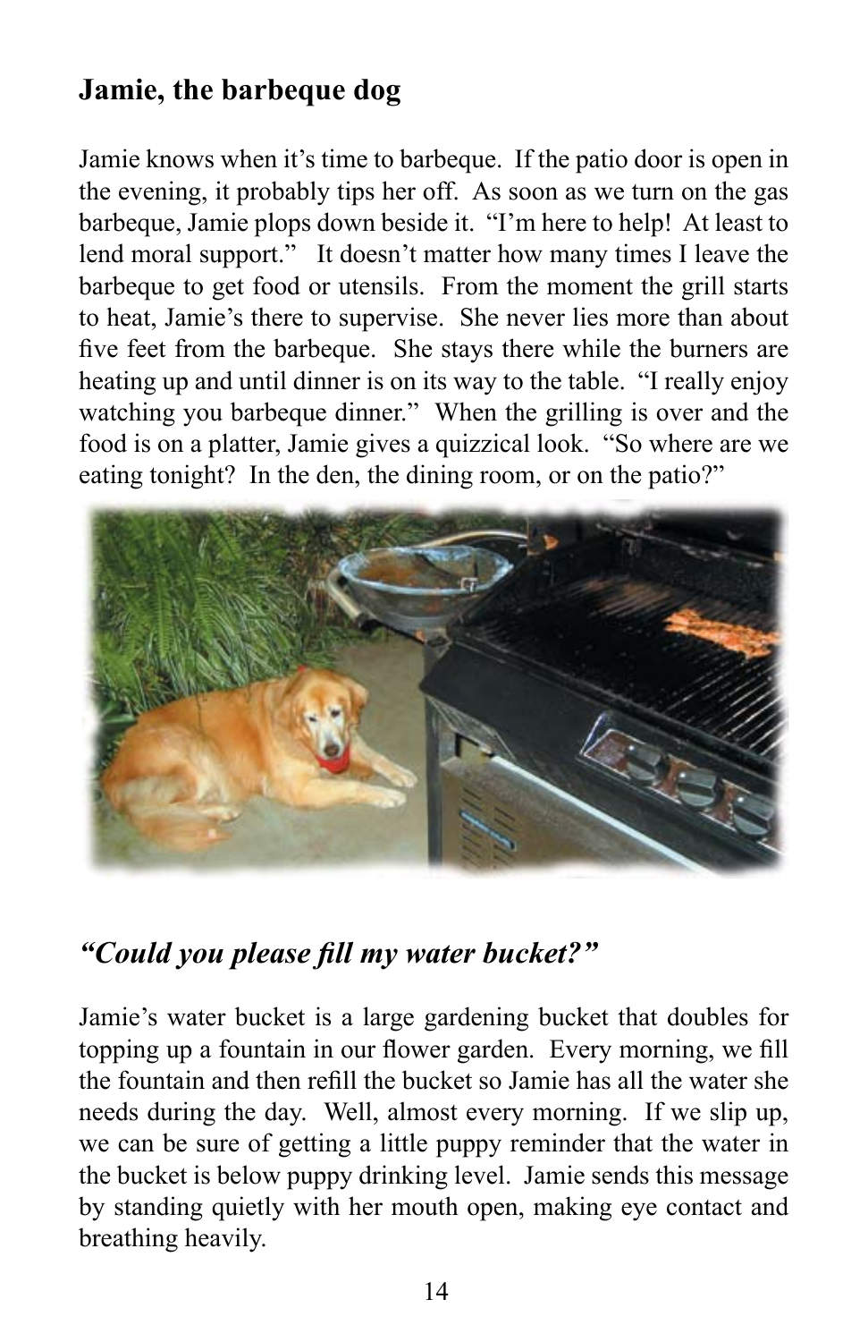## Jamie, the barbeque dog

Jamie knows when it's time to barbeque. If the patio door is open in the evening, it probably tips her off. As soon as we turn on the gas barbeque, Jamie plops down beside it. "I'm here to help! At least to lend moral support." It doesn't matter how many times I leave the barbeque to get food or utensils. From the moment the grill starts to heat, Jamie's there to supervise. She never lies more than about five feet from the barbeque. She stays there while the burners are heating up and until dinner is on its way to the table. "I really enjoy watching you barbeque dinner." When the grilling is over and the food is on a platter, Jamie gives a quizzical look. "So where are we eating tonight? In the den, the dining room, or on the patio?"

## *"Could you please fill my water bucket?"*

Jamie's water bucket is a large gardening bucket that doubles for topping up a fountain in our flower garden. Every morning, we fill the fountain and then refill the bucket so Jamie has all the water she needs during the day. Well, almost every morning. If we slip up, we can be sure of getting a little puppy reminder that the water in the bucket is below puppy drinking level. Jamie sends this message by standing quietly with her mouth open, making eye contact and breathing heavily.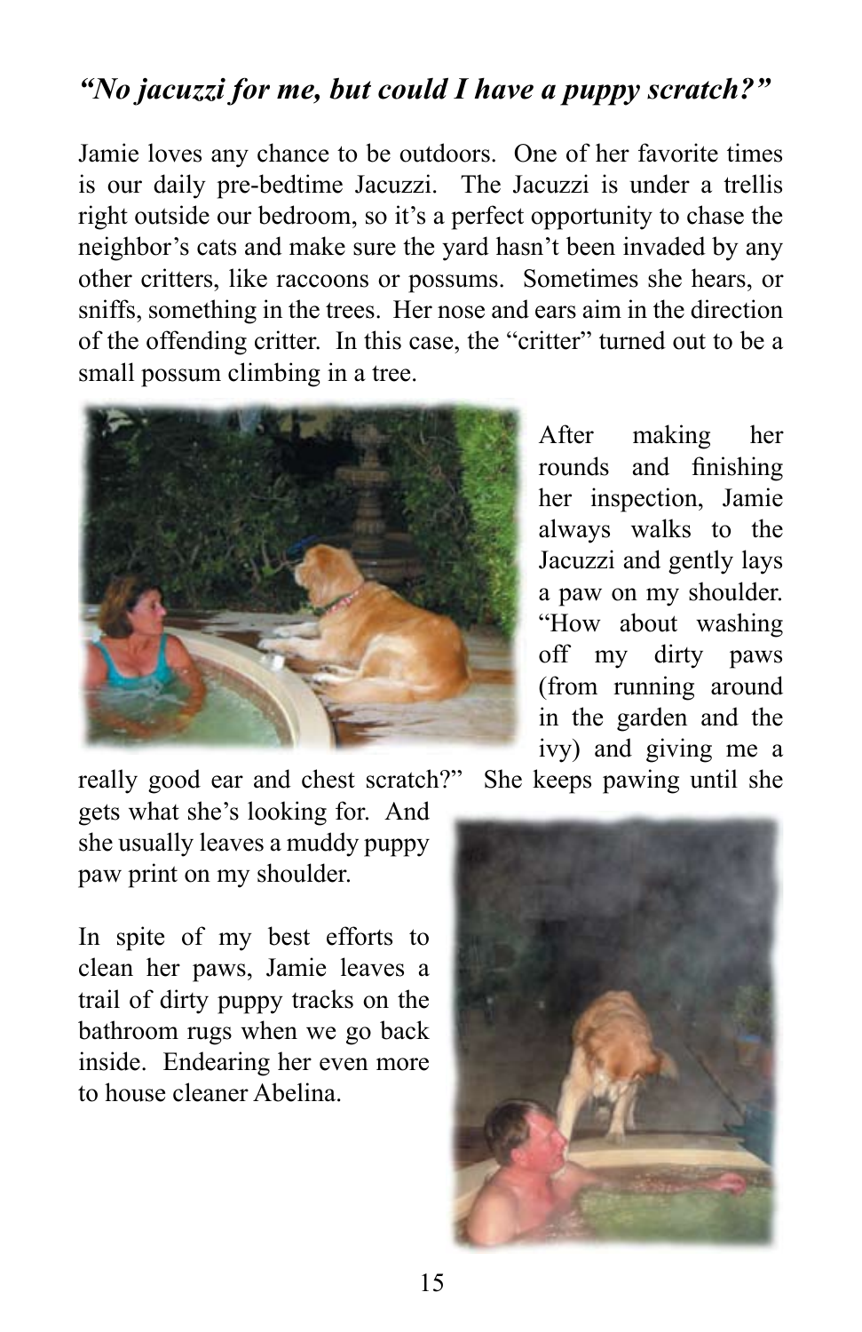## *"No jacuzzi for me, but could I have a puppy scratch?"*

Jamie loves any chance to be outdoors. One of her favorite times is our daily pre-bedtime Jacuzzi. The Jacuzzi is under a trellis right outside our bedroom, so it's a perfect opportunity to chase the neighbor's cats and make sure the yard hasn't been invaded by any other critters, like raccoons or possums. Sometimes she hears, or sniffs, something in the trees. Her nose and ears aim in the direction of the offending critter. In this case, the "critter" turned out to be a small possum climbing in a tree.

After making her rounds and finishing her inspection, Jamie always walks to the Jacuzzi and gently lays a paw on my shoulder. "How about washing off my dirty paws (from running around in the garden and the ivy) and giving me a really good ear and chest scratch?" She keeps pawing until she gets what she's looking for. And she usually leaves a muddy puppy paw print on my shoulder.

In spite of my best efforts to clean her paws, Jamie leaves a trail of dirty puppy tracks on the bathroom rugs when we go back inside. Endearing her even more to house cleaner Abelina.